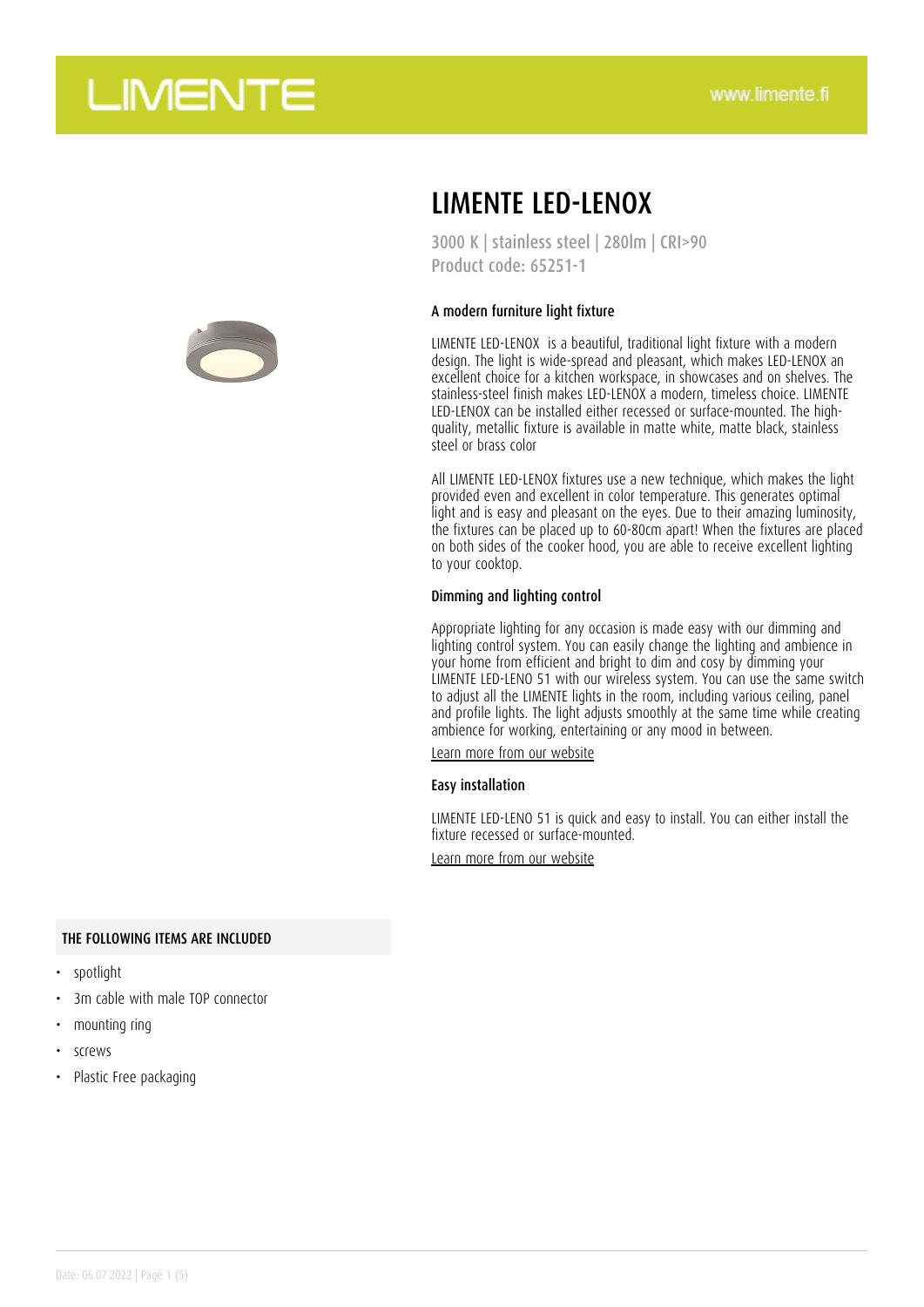# LIMENTE LED-LENOX

3000 K | stainless steel | 280lm | CRI>90
Product code: 65251-1

### A modern furniture light fixture

LIMENTE LED-LENOX is a beautiful, traditional light fixture with a modern design. The light is wide-spread and pleasant, which makes LED-LENOX an excellent choice for a kitchen workspace, in showcases and on shelves. The stainless-steel finish makes LED-LENOX a modern, timeless choice. LIMENTE LED-LENOX can be installed either recessed or surface-mounted. The high-quality, metallic fixture is available in matte white, matte black, stainless steel or brass color

All LIMENTE LED-LENOX fixtures use a new technique, which makes the light provided even and excellent in color temperature. This generates optimal light and is easy and pleasant on the eyes. Due to their amazing luminosity, the fixtures can be placed up to 60-80cm apart! When the fixtures are placed on both sides of the cooker hood, you are able to receive excellent lighting to your cooktop.

### Dimming and lighting control

Appropriate lighting for any occasion is made easy with our dimming and lighting control system. You can easily change the lighting and ambience in your home from efficient and bright to dim and cosy by dimming your LIMENTE LED-LENO 51 with our wireless system. You can use the same switch to adjust all the LIMENTE lights in the room, including various ceiling, panel and profile lights. The light adjusts smoothly at the same time while creating ambience for working, entertaining or any mood in between.

Learn more from our website

### Easy installation

LIMENTE LED-LENO 51 is quick and easy to install. You can either install the fixture recessed or surface-mounted.

Learn more from our website

### THE FOLLOWING ITEMS ARE INCLUDED

- spotlight
- 3m cable with male TOP connector
- mounting ring
- screws
- Plastic Free packaging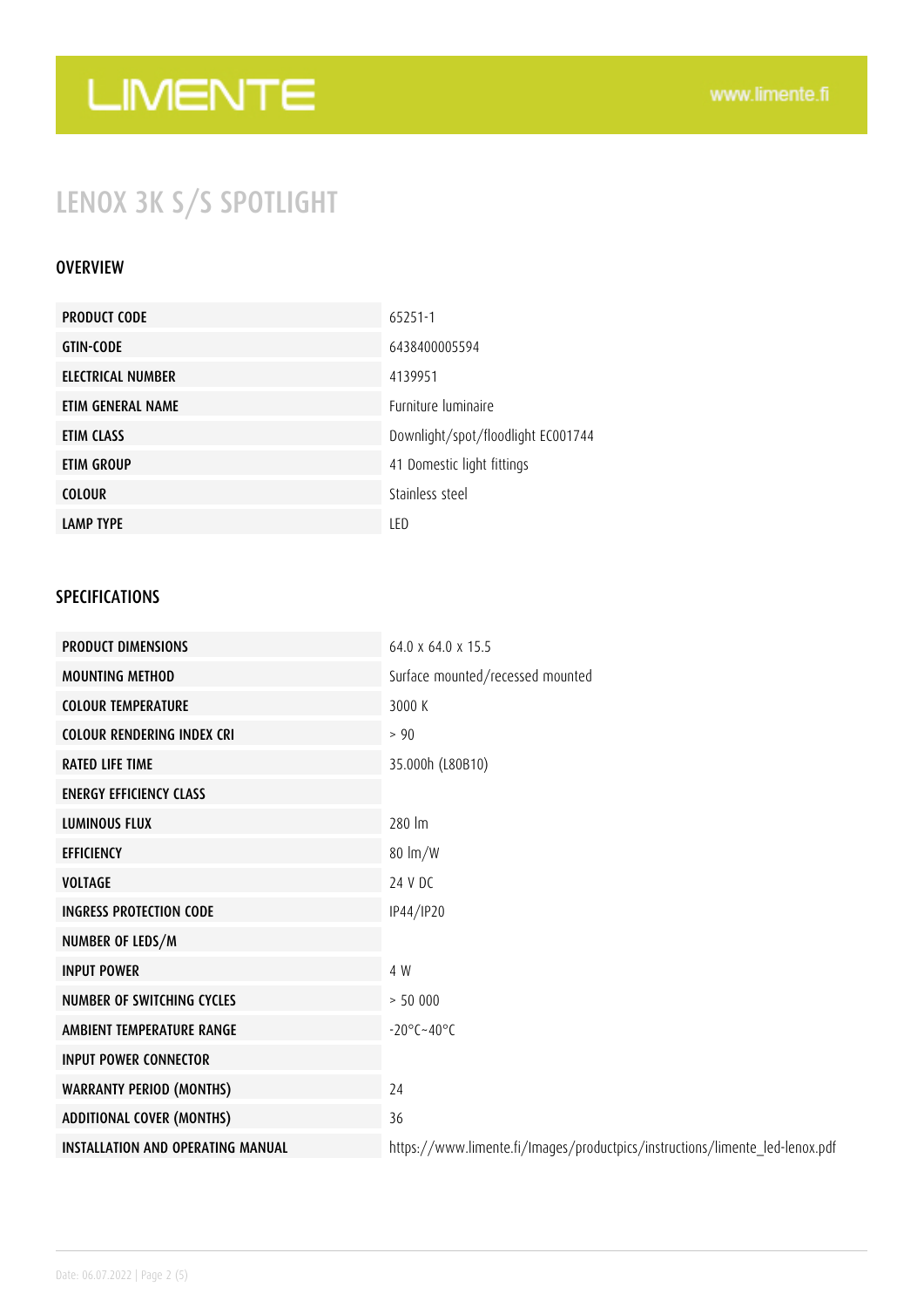# LENOX 3K S/S SPOTLIGHT

## OVERVIEW

| | |
|---|---|
| **PRODUCT CODE** | 65251-1 |
| **GTIN-CODE** | 6438400005594 |
| **ELECTRICAL NUMBER** | 4139951 |
| **ETIM GENERAL NAME** | Furniture luminaire |
| **ETIM CLASS** | Downlight/spot/floodlight EC001744 |
| **ETIM GROUP** | 41 Domestic light fittings |
| **COLOUR** | Stainless steel |
| **LAMP TYPE** | LED |

## SPECIFICATIONS

| | |
|---|---|
| **PRODUCT DIMENSIONS** | 64.0 x 64.0 x 15.5 |
| **MOUNTING METHOD** | Surface mounted/recessed mounted |
| **COLOUR TEMPERATURE** | 3000 K |
| **COLOUR RENDERING INDEX CRI** | > 90 |
| **RATED LIFE TIME** | 35.000h (L80B10) |
| **ENERGY EFFICIENCY CLASS** | |
| **LUMINOUS FLUX** | 280 lm |
| **EFFICIENCY** | 80 lm/W |
| **VOLTAGE** | 24 V DC |
| **INGRESS PROTECTION CODE** | IP44/IP20 |
| **NUMBER OF LEDS/M** | |
| **INPUT POWER** | 4 W |
| **NUMBER OF SWITCHING CYCLES** | > 50 000 |
| **AMBIENT TEMPERATURE RANGE** | -20°C~40°C |
| **INPUT POWER CONNECTOR** | |
| **WARRANTY PERIOD (MONTHS)** | 24 |
| **ADDITIONAL COVER (MONTHS)** | 36 |
| **INSTALLATION AND OPERATING MANUAL** | https://www.limente.fi/Images/productpics/instructions/limente_led-lenox.pdf |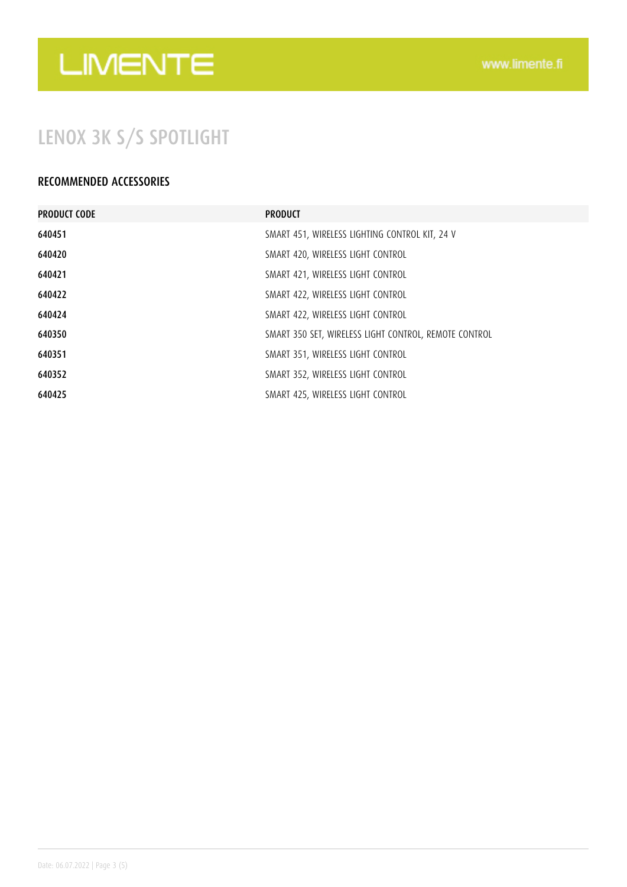# LENOX 3K S/S SPOTLIGHT

## RECOMMENDED ACCESSORIES

| PRODUCT CODE | PRODUCT |
| --- | --- |
| 640451 | SMART 451, WIRELESS LIGHTING CONTROL KIT, 24 V |
| 640420 | SMART 420, WIRELESS LIGHT CONTROL |
| 640421 | SMART 421, WIRELESS LIGHT CONTROL |
| 640422 | SMART 422, WIRELESS LIGHT CONTROL |
| 640424 | SMART 422, WIRELESS LIGHT CONTROL |
| 640350 | SMART 350 SET, WIRELESS LIGHT CONTROL, REMOTE CONTROL |
| 640351 | SMART 351, WIRELESS LIGHT CONTROL |
| 640352 | SMART 352, WIRELESS LIGHT CONTROL |
| 640425 | SMART 425, WIRELESS LIGHT CONTROL |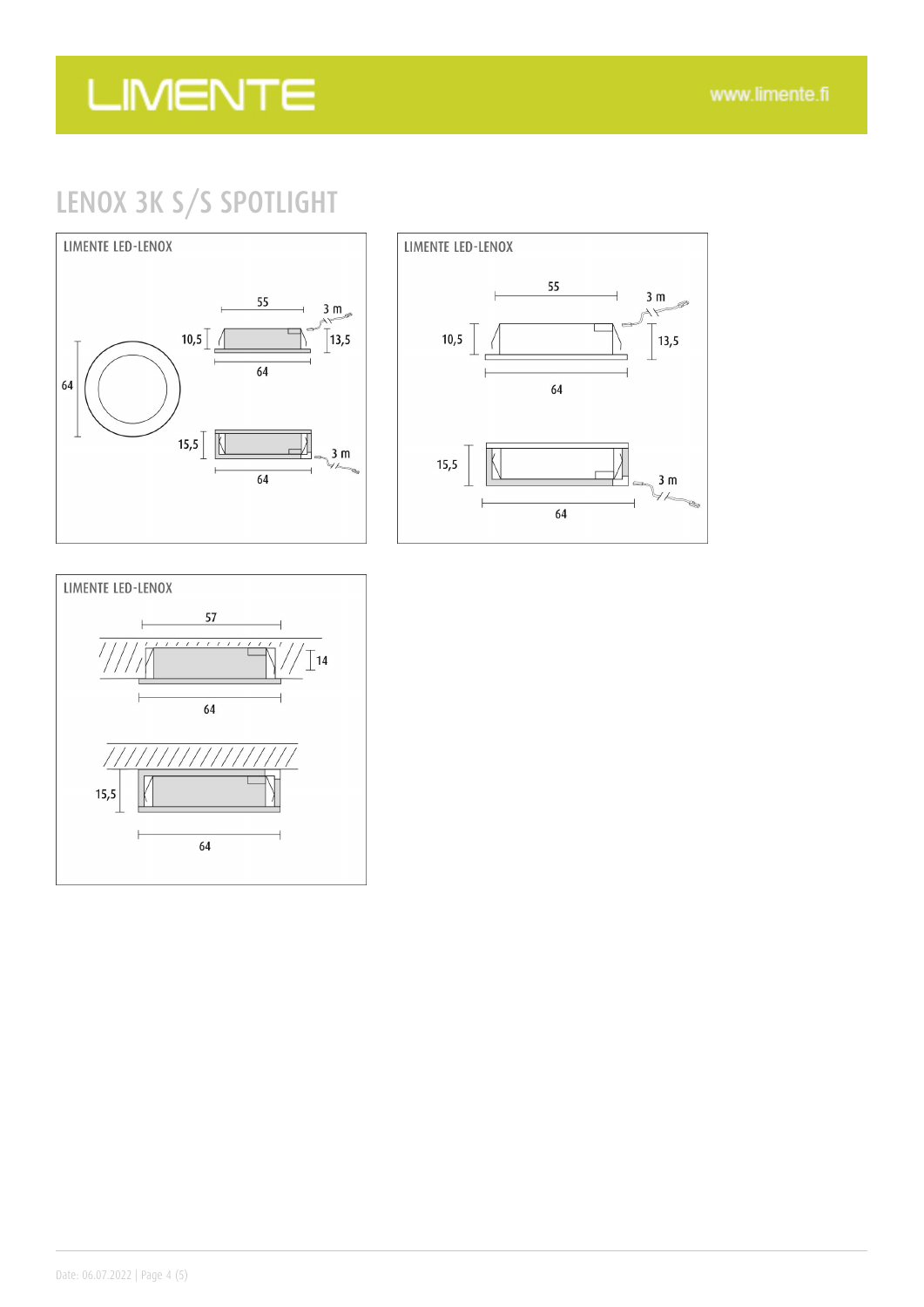# LENOX 3K S/S SPOTLIGHT

LIMENTE LED-LENOX

55

3 m

10,5

13,5

64

64

15,5

3 m

64

LIMENTE LED-LENOX

55

3 m

10,5

13,5

64

15,5

3 m

64

LIMENTE LED-LENOX

57

14

64

15,5

64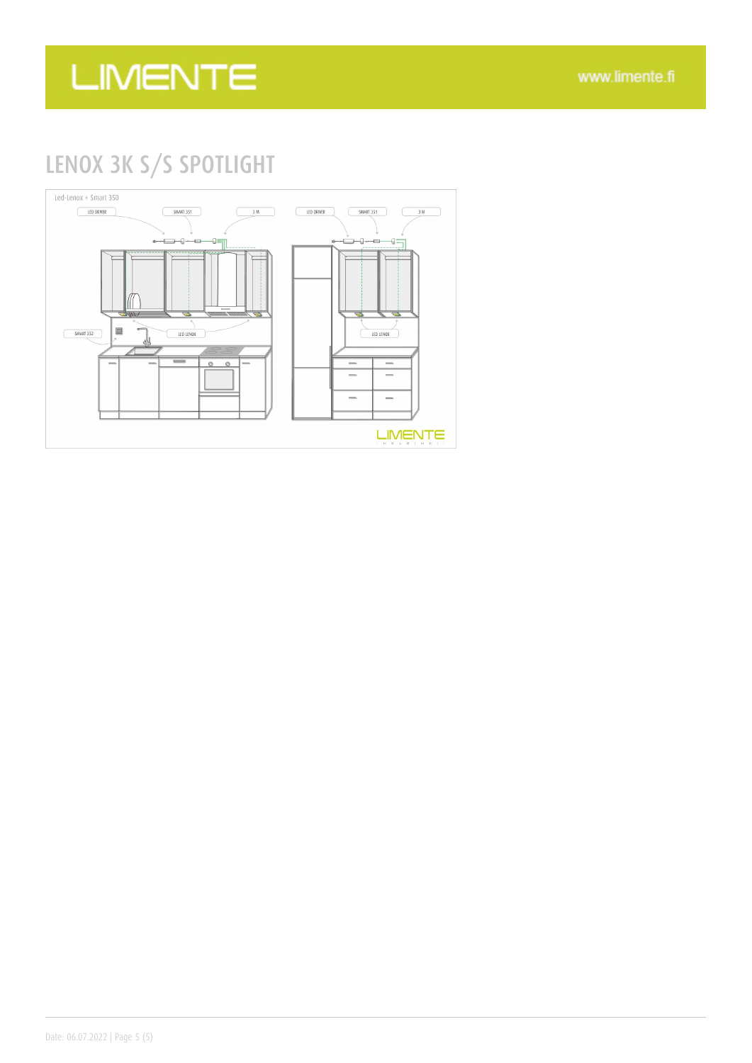## LENOX 3K S/S SPOTLIGHT

Led-Lenox + Smart 350

LED DRIVER

SMART 3S1

3 M

LED DRIVER

SMART 3S1

3 M

SMART 3S2

LED LENOX

LED LENOX

LIMENTE

HELSINKI